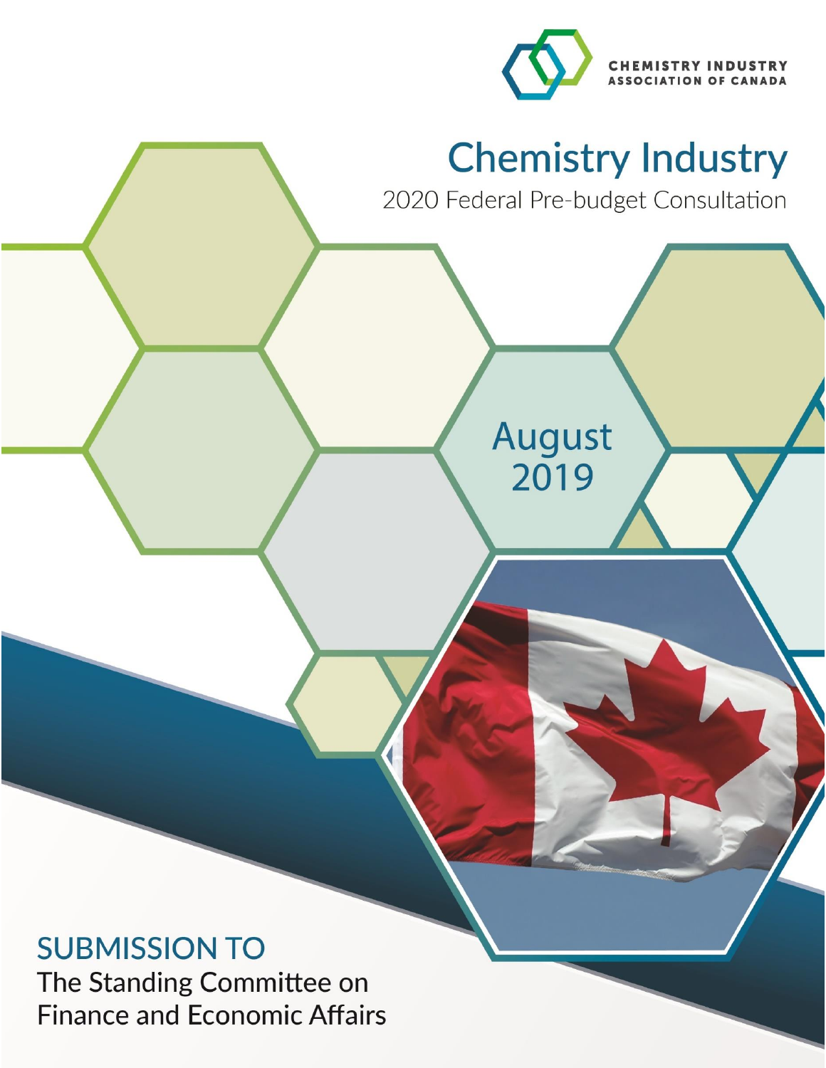CHEMISTRY INDUSTRY
ASSOCIATION OF CANADA

# Chemistry Industry

2020 Federal Pre-budget Consultation

August 2019

## SUBMISSION TO

The Standing Committee on Finance and Economic Affairs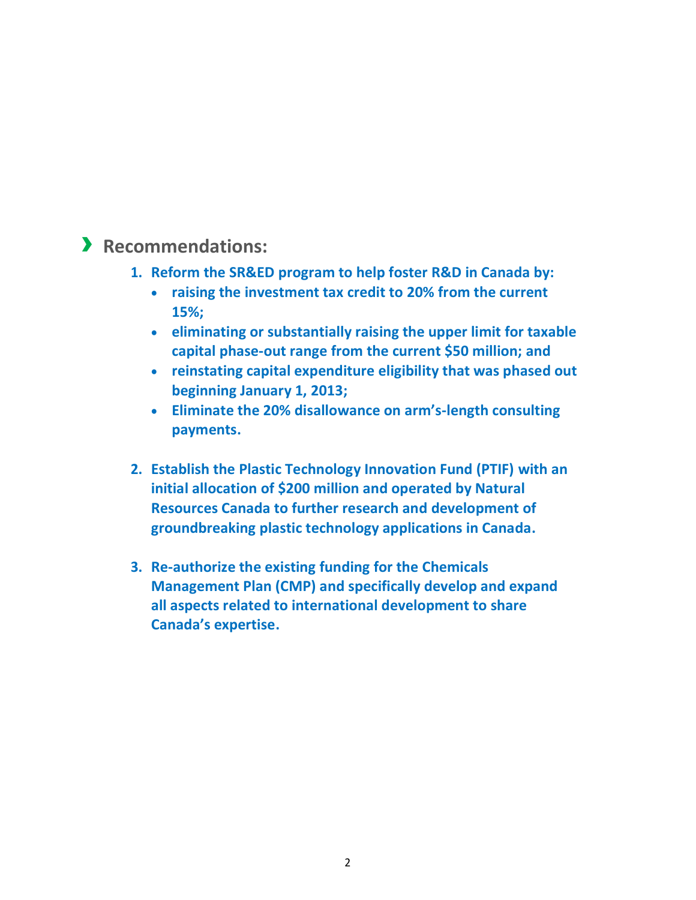## Recommendations:

1. **Reform the SR&ED program to help foster R&D in Canada by:**
   - **raising the investment tax credit to 20% from the current 15%;**
   - **eliminating or substantially raising the upper limit for taxable capital phase-out range from the current $50 million; and**
   - **reinstating capital expenditure eligibility that was phased out beginning January 1, 2013;**
   - **Eliminate the 20% disallowance on arm's-length consulting payments.**

2. **Establish the Plastic Technology Innovation Fund (PTIF) with an initial allocation of $200 million and operated by Natural Resources Canada to further research and development of groundbreaking plastic technology applications in Canada.**

3. **Re-authorize the existing funding for the Chemicals Management Plan (CMP) and specifically develop and expand all aspects related to international development to share Canada's expertise.**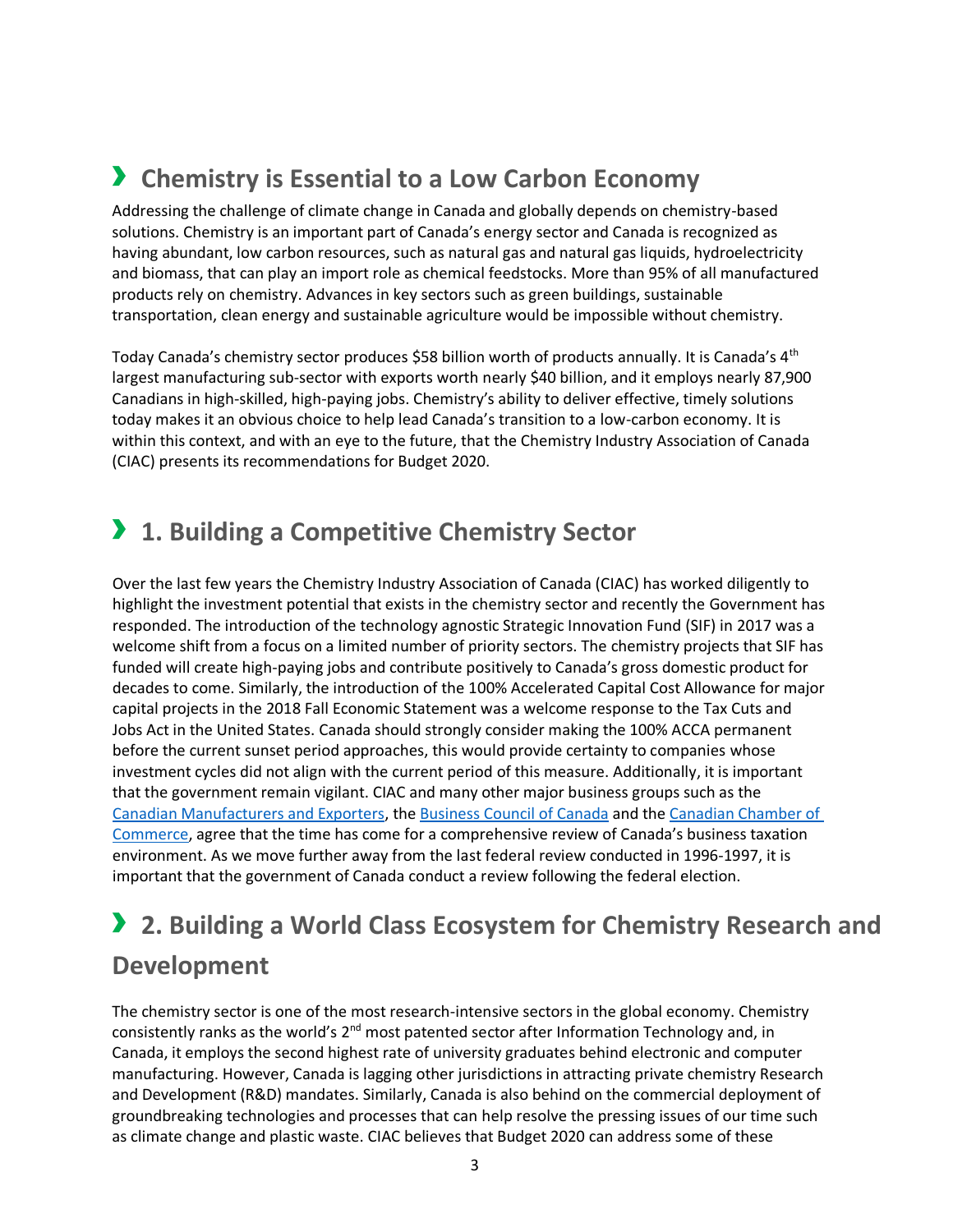## Chemistry is Essential to a Low Carbon Economy

Addressing the challenge of climate change in Canada and globally depends on chemistry-based solutions. Chemistry is an important part of Canada's energy sector and Canada is recognized as having abundant, low carbon resources, such as natural gas and natural gas liquids, hydroelectricity and biomass, that can play an import role as chemical feedstocks. More than 95% of all manufactured products rely on chemistry. Advances in key sectors such as green buildings, sustainable transportation, clean energy and sustainable agriculture would be impossible without chemistry.

Today Canada's chemistry sector produces $58 billion worth of products annually. It is Canada's 4th largest manufacturing sub-sector with exports worth nearly $40 billion, and it employs nearly 87,900 Canadians in high-skilled, high-paying jobs. Chemistry's ability to deliver effective, timely solutions today makes it an obvious choice to help lead Canada's transition to a low-carbon economy. It is within this context, and with an eye to the future, that the Chemistry Industry Association of Canada (CIAC) presents its recommendations for Budget 2020.

## 1. Building a Competitive Chemistry Sector

Over the last few years the Chemistry Industry Association of Canada (CIAC) has worked diligently to highlight the investment potential that exists in the chemistry sector and recently the Government has responded. The introduction of the technology agnostic Strategic Innovation Fund (SIF) in 2017 was a welcome shift from a focus on a limited number of priority sectors. The chemistry projects that SIF has funded will create high-paying jobs and contribute positively to Canada's gross domestic product for decades to come. Similarly, the introduction of the 100% Accelerated Capital Cost Allowance for major capital projects in the 2018 Fall Economic Statement was a welcome response to the Tax Cuts and Jobs Act in the United States. Canada should strongly consider making the 100% ACCA permanent before the current sunset period approaches, this would provide certainty to companies whose investment cycles did not align with the current period of this measure. Additionally, it is important that the government remain vigilant. CIAC and many other major business groups such as the Canadian Manufacturers and Exporters, the Business Council of Canada and the Canadian Chamber of Commerce, agree that the time has come for a comprehensive review of Canada's business taxation environment. As we move further away from the last federal review conducted in 1996-1997, it is important that the government of Canada conduct a review following the federal election.

## 2. Building a World Class Ecosystem for Chemistry Research and Development

The chemistry sector is one of the most research-intensive sectors in the global economy. Chemistry consistently ranks as the world's 2nd most patented sector after Information Technology and, in Canada, it employs the second highest rate of university graduates behind electronic and computer manufacturing. However, Canada is lagging other jurisdictions in attracting private chemistry Research and Development (R&D) mandates. Similarly, Canada is also behind on the commercial deployment of groundbreaking technologies and processes that can help resolve the pressing issues of our time such as climate change and plastic waste. CIAC believes that Budget 2020 can address some of these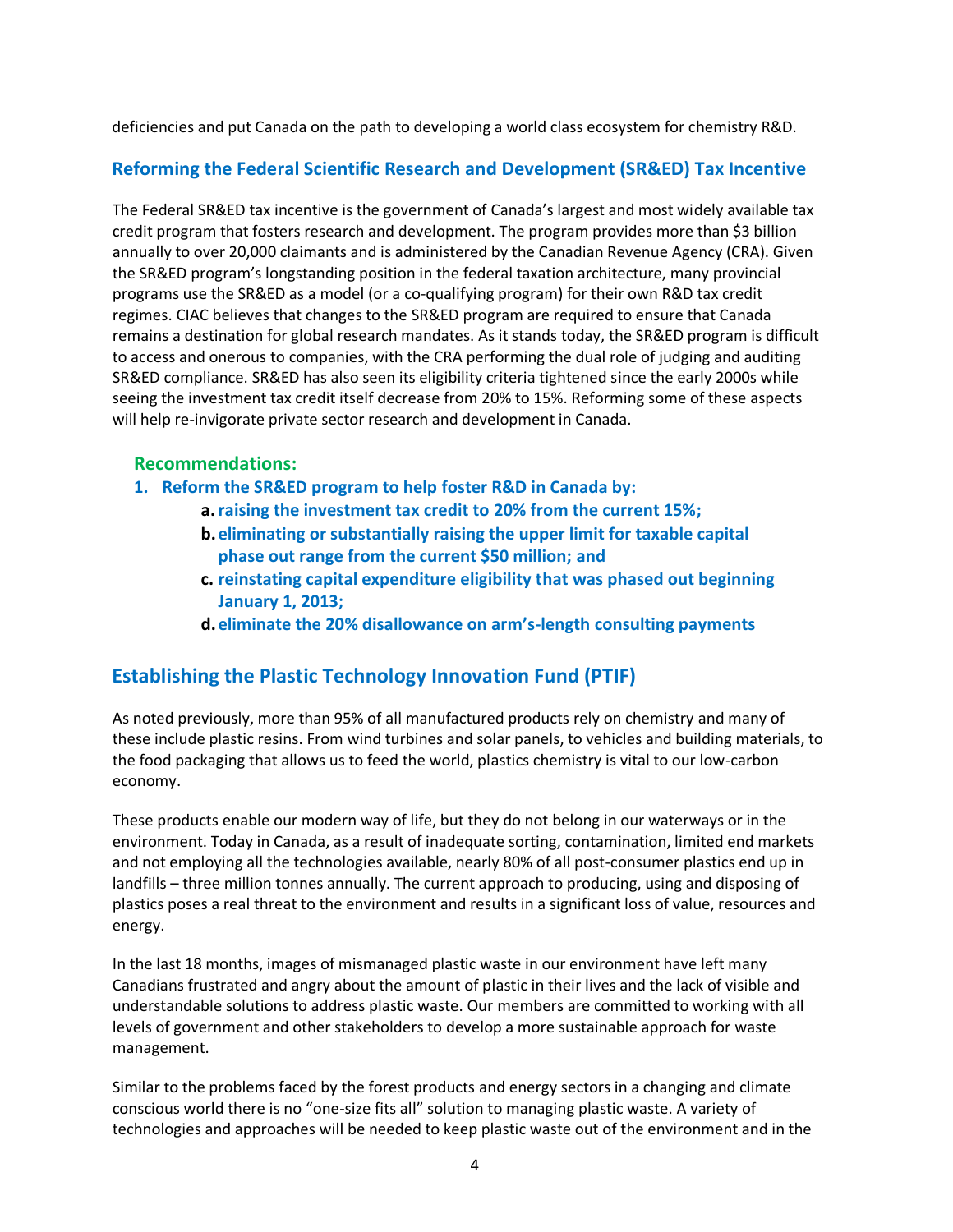deficiencies and put Canada on the path to developing a world class ecosystem for chemistry R&D.

### Reforming the Federal Scientific Research and Development (SR&ED) Tax Incentive

The Federal SR&ED tax incentive is the government of Canada's largest and most widely available tax credit program that fosters research and development. The program provides more than $3 billion annually to over 20,000 claimants and is administered by the Canadian Revenue Agency (CRA). Given the SR&ED program's longstanding position in the federal taxation architecture, many provincial programs use the SR&ED as a model (or a co-qualifying program) for their own R&D tax credit regimes. CIAC believes that changes to the SR&ED program are required to ensure that Canada remains a destination for global research mandates. As it stands today, the SR&ED program is difficult to access and onerous to companies, with the CRA performing the dual role of judging and auditing SR&ED compliance. SR&ED has also seen its eligibility criteria tightened since the early 2000s while seeing the investment tax credit itself decrease from 20% to 15%. Reforming some of these aspects will help re-invigorate private sector research and development in Canada.

#### Recommendations:

1. **Reform the SR&ED program to help foster R&D in Canada by:**
   - **a.** **raising the investment tax credit to 20% from the current 15%;**
   - **b.** **eliminating or substantially raising the upper limit for taxable capital phase out range from the current $50 million; and**
   - **c.** **reinstating capital expenditure eligibility that was phased out beginning January 1, 2013;**
   - **d.** **eliminate the 20% disallowance on arm's-length consulting payments**

## Establishing the Plastic Technology Innovation Fund (PTIF)

As noted previously, more than 95% of all manufactured products rely on chemistry and many of these include plastic resins. From wind turbines and solar panels, to vehicles and building materials, to the food packaging that allows us to feed the world, plastics chemistry is vital to our low-carbon economy.

These products enable our modern way of life, but they do not belong in our waterways or in the environment. Today in Canada, as a result of inadequate sorting, contamination, limited end markets and not employing all the technologies available, nearly 80% of all post-consumer plastics end up in landfills – three million tonnes annually. The current approach to producing, using and disposing of plastics poses a real threat to the environment and results in a significant loss of value, resources and energy.

In the last 18 months, images of mismanaged plastic waste in our environment have left many Canadians frustrated and angry about the amount of plastic in their lives and the lack of visible and understandable solutions to address plastic waste. Our members are committed to working with all levels of government and other stakeholders to develop a more sustainable approach for waste management.

Similar to the problems faced by the forest products and energy sectors in a changing and climate conscious world there is no "one-size fits all" solution to managing plastic waste. A variety of technologies and approaches will be needed to keep plastic waste out of the environment and in the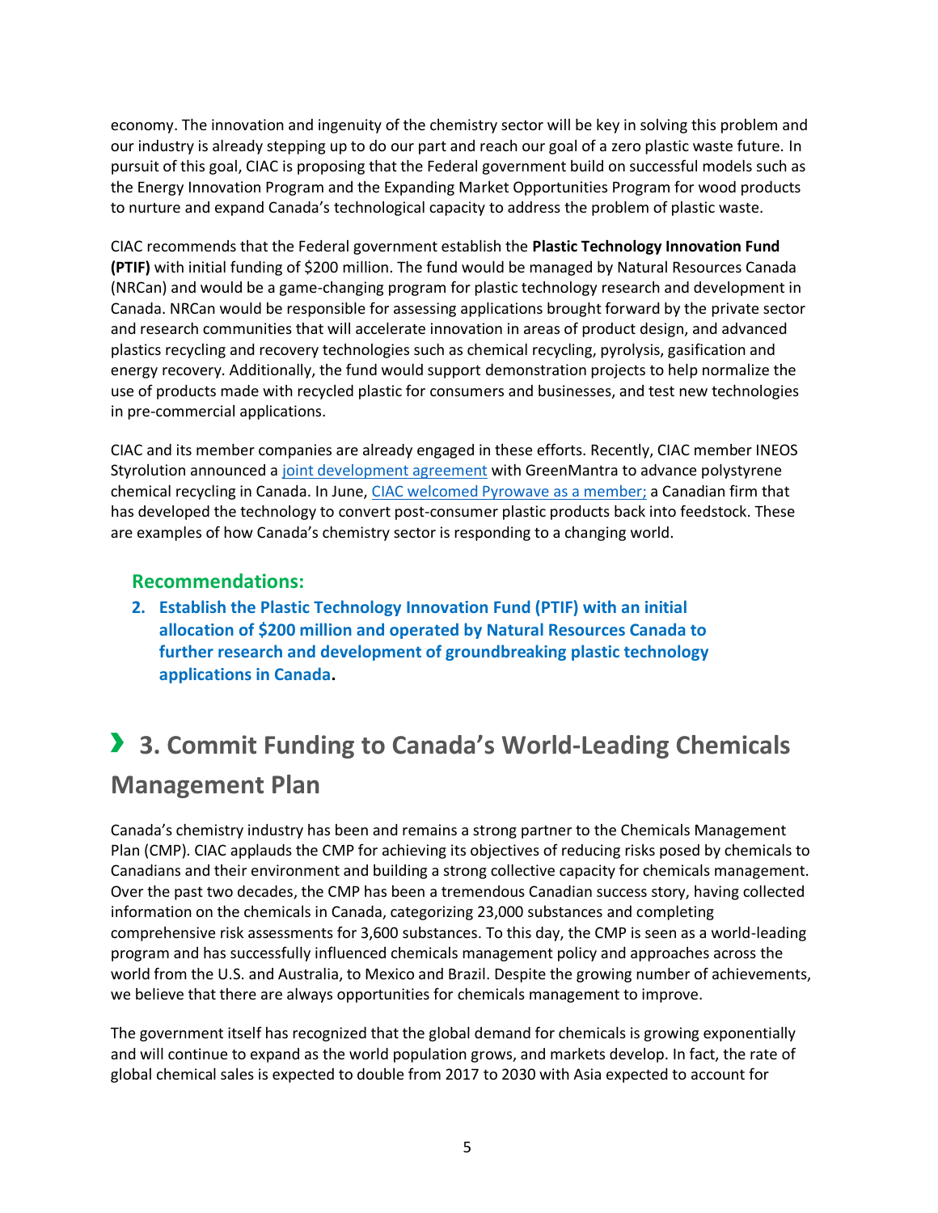economy. The innovation and ingenuity of the chemistry sector will be key in solving this problem and our industry is already stepping up to do our part and reach our goal of a zero plastic waste future. In pursuit of this goal, CIAC is proposing that the Federal government build on successful models such as the Energy Innovation Program and the Expanding Market Opportunities Program for wood products to nurture and expand Canada's technological capacity to address the problem of plastic waste.

CIAC recommends that the Federal government establish the **Plastic Technology Innovation Fund (PTIF)** with initial funding of $200 million. The fund would be managed by Natural Resources Canada (NRCan) and would be a game-changing program for plastic technology research and development in Canada. NRCan would be responsible for assessing applications brought forward by the private sector and research communities that will accelerate innovation in areas of product design, and advanced plastics recycling and recovery technologies such as chemical recycling, pyrolysis, gasification and energy recovery. Additionally, the fund would support demonstration projects to help normalize the use of products made with recycled plastic for consumers and businesses, and test new technologies in pre-commercial applications.

CIAC and its member companies are already engaged in these efforts. Recently, CIAC member INEOS Styrolution announced a joint development agreement with GreenMantra to advance polystyrene chemical recycling in Canada. In June, CIAC welcomed Pyrowave as a member; a Canadian firm that has developed the technology to convert post-consumer plastic products back into feedstock. These are examples of how Canada's chemistry sector is responding to a changing world.

### Recommendations:

2. **Establish the Plastic Technology Innovation Fund (PTIF) with an initial allocation of $200 million and operated by Natural Resources Canada to further research and development of groundbreaking plastic technology applications in Canada.**

## › 3. Commit Funding to Canada's World-Leading Chemicals Management Plan

Canada's chemistry industry has been and remains a strong partner to the Chemicals Management Plan (CMP). CIAC applauds the CMP for achieving its objectives of reducing risks posed by chemicals to Canadians and their environment and building a strong collective capacity for chemicals management. Over the past two decades, the CMP has been a tremendous Canadian success story, having collected information on the chemicals in Canada, categorizing 23,000 substances and completing comprehensive risk assessments for 3,600 substances. To this day, the CMP is seen as a world-leading program and has successfully influenced chemicals management policy and approaches across the world from the U.S. and Australia, to Mexico and Brazil. Despite the growing number of achievements, we believe that there are always opportunities for chemicals management to improve.

The government itself has recognized that the global demand for chemicals is growing exponentially and will continue to expand as the world population grows, and markets develop. In fact, the rate of global chemical sales is expected to double from 2017 to 2030 with Asia expected to account for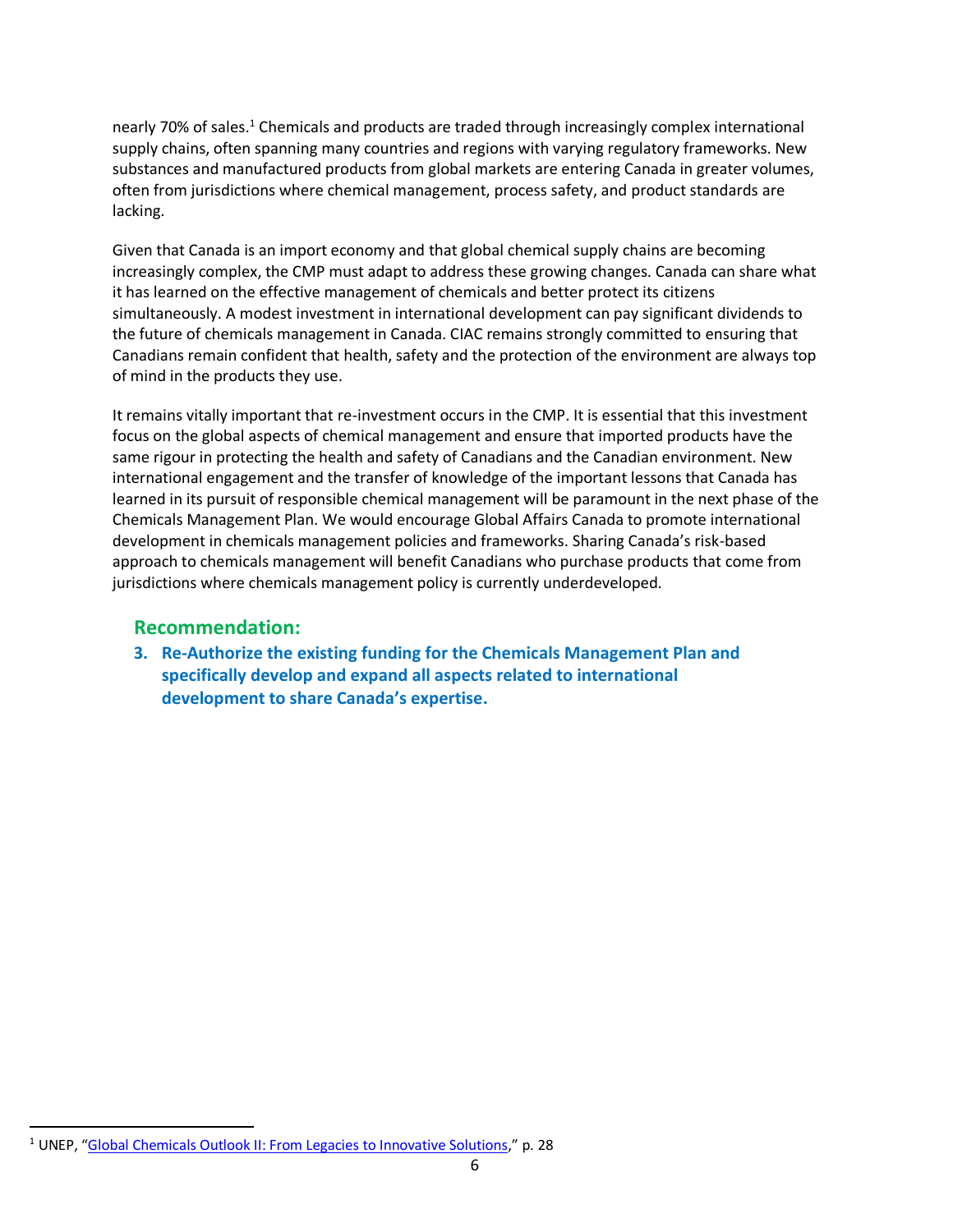nearly 70% of sales.[1] Chemicals and products are traded through increasingly complex international supply chains, often spanning many countries and regions with varying regulatory frameworks. New substances and manufactured products from global markets are entering Canada in greater volumes, often from jurisdictions where chemical management, process safety, and product standards are lacking.

Given that Canada is an import economy and that global chemical supply chains are becoming increasingly complex, the CMP must adapt to address these growing changes. Canada can share what it has learned on the effective management of chemicals and better protect its citizens simultaneously. A modest investment in international development can pay significant dividends to the future of chemicals management in Canada. CIAC remains strongly committed to ensuring that Canadians remain confident that health, safety and the protection of the environment are always top of mind in the products they use.

It remains vitally important that re-investment occurs in the CMP. It is essential that this investment focus on the global aspects of chemical management and ensure that imported products have the same rigour in protecting the health and safety of Canadians and the Canadian environment. New international engagement and the transfer of knowledge of the important lessons that Canada has learned in its pursuit of responsible chemical management will be paramount in the next phase of the Chemicals Management Plan. We would encourage Global Affairs Canada to promote international development in chemicals management policies and frameworks. Sharing Canada's risk-based approach to chemicals management will benefit Canadians who purchase products that come from jurisdictions where chemicals management policy is currently underdeveloped.

## Recommendation:

3. **Re-Authorize the existing funding for the Chemicals Management Plan and specifically develop and expand all aspects related to international development to share Canada's expertise.**

[1] UNEP, "Global Chemicals Outlook II: From Legacies to Innovative Solutions," p. 28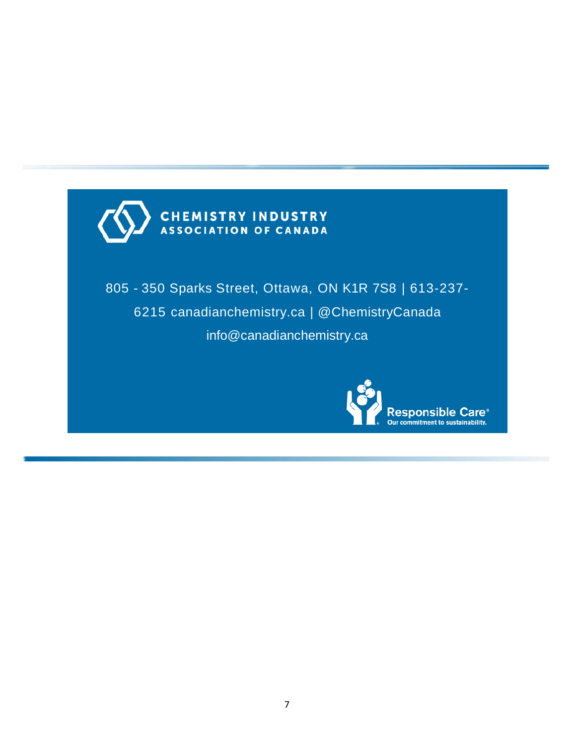**CHEMISTRY INDUSTRY**
**ASSOCIATION OF CANADA**

805 - 350 Sparks Street, Ottawa, ON K1R 7S8 | 613-237-6215 canadianchemistry.ca | @ChemistryCanada
info@canadianchemistry.ca

**Responsible Care®**
Our commitment to sustainability.